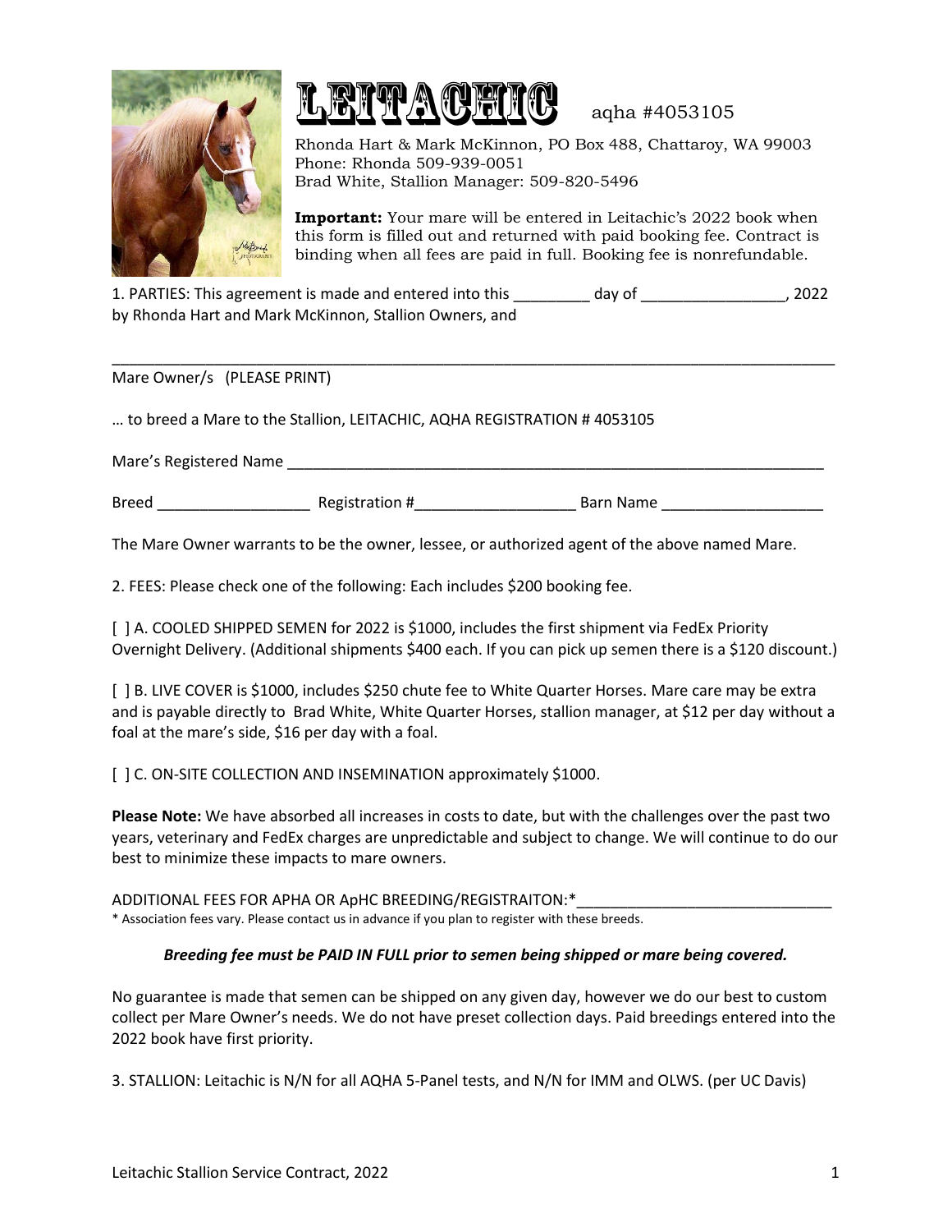# LEITACHIC aqha #4053105

Rhonda Hart & Mark McKinnon, PO Box 488, Chattaroy, WA 99003
Phone: Rhonda 509-939-0051
Brad White, Stallion Manager: 509-820-5496

**Important:** Your mare will be entered in Leitachic's 2022 book when this form is filled out and returned with paid booking fee. Contract is binding when all fees are paid in full. Booking fee is nonrefundable.

1. PARTIES: This agreement is made and entered into this _________ day of _________________, 2022 by Rhonda Hart and Mark McKinnon, Stallion Owners, and

_____________________________________________________________________________________

Mare Owner/s (PLEASE PRINT)

… to breed a Mare to the Stallion, LEITACHIC, AQHA REGISTRATION # 4053105

Mare's Registered Name ________________________________________________________________

Breed __________________ Registration #___________________ Barn Name ___________________

The Mare Owner warrants to be the owner, lessee, or authorized agent of the above named Mare.

2. FEES: Please check one of the following: Each includes $200 booking fee.

[ ] A. COOLED SHIPPED SEMEN for 2022 is $1000, includes the first shipment via FedEx Priority Overnight Delivery. (Additional shipments $400 each. If you can pick up semen there is a $120 discount.)

[ ] B. LIVE COVER is $1000, includes $250 chute fee to White Quarter Horses. Mare care may be extra and is payable directly to Brad White, White Quarter Horses, stallion manager, at $12 per day without a foal at the mare's side, $16 per day with a foal.

[ ] C. ON-SITE COLLECTION AND INSEMINATION approximately $1000.

**Please Note:** We have absorbed all increases in costs to date, but with the challenges over the past two years, veterinary and FedEx charges are unpredictable and subject to change. We will continue to do our best to minimize these impacts to mare owners.

ADDITIONAL FEES FOR APHA OR ApHC BREEDING/REGISTRAITON:*______________________________

* Association fees vary. Please contact us in advance if you plan to register with these breeds.

***Breeding fee must be PAID IN FULL prior to semen being shipped or mare being covered.***

No guarantee is made that semen can be shipped on any given day, however we do our best to custom collect per Mare Owner's needs. We do not have preset collection days. Paid breedings entered into the 2022 book have first priority.

3. STALLION: Leitachic is N/N for all AQHA 5-Panel tests, and N/N for IMM and OLWS. (per UC Davis)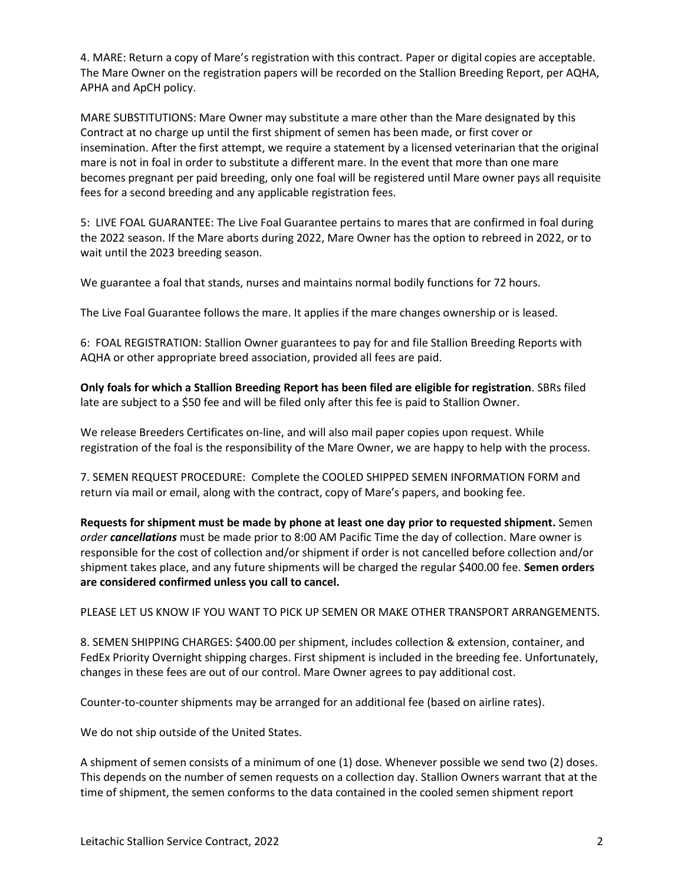4. MARE: Return a copy of Mare's registration with this contract. Paper or digital copies are acceptable. The Mare Owner on the registration papers will be recorded on the Stallion Breeding Report, per AQHA, APHA and ApCH policy.

MARE SUBSTITUTIONS: Mare Owner may substitute a mare other than the Mare designated by this Contract at no charge up until the first shipment of semen has been made, or first cover or insemination. After the first attempt, we require a statement by a licensed veterinarian that the original mare is not in foal in order to substitute a different mare. In the event that more than one mare becomes pregnant per paid breeding, only one foal will be registered until Mare owner pays all requisite fees for a second breeding and any applicable registration fees.

5: LIVE FOAL GUARANTEE: The Live Foal Guarantee pertains to mares that are confirmed in foal during the 2022 season. If the Mare aborts during 2022, Mare Owner has the option to rebreed in 2022, or to wait until the 2023 breeding season.

We guarantee a foal that stands, nurses and maintains normal bodily functions for 72 hours.

The Live Foal Guarantee follows the mare. It applies if the mare changes ownership or is leased.

6: FOAL REGISTRATION: Stallion Owner guarantees to pay for and file Stallion Breeding Reports with AQHA or other appropriate breed association, provided all fees are paid.

**Only foals for which a Stallion Breeding Report has been filed are eligible for registration**. SBRs filed late are subject to a $50 fee and will be filed only after this fee is paid to Stallion Owner.

We release Breeders Certificates on-line, and will also mail paper copies upon request. While registration of the foal is the responsibility of the Mare Owner, we are happy to help with the process.

7. SEMEN REQUEST PROCEDURE: Complete the COOLED SHIPPED SEMEN INFORMATION FORM and return via mail or email, along with the contract, copy of Mare's papers, and booking fee.

**Requests for shipment must be made by phone at least one day prior to requested shipment.** Semen *order* ***cancellations*** must be made prior to 8:00 AM Pacific Time the day of collection. Mare owner is responsible for the cost of collection and/or shipment if order is not cancelled before collection and/or shipment takes place, and any future shipments will be charged the regular $400.00 fee. **Semen orders are considered confirmed unless you call to cancel.**

PLEASE LET US KNOW IF YOU WANT TO PICK UP SEMEN OR MAKE OTHER TRANSPORT ARRANGEMENTS.

8. SEMEN SHIPPING CHARGES: $400.00 per shipment, includes collection & extension, container, and FedEx Priority Overnight shipping charges. First shipment is included in the breeding fee. Unfortunately, changes in these fees are out of our control. Mare Owner agrees to pay additional cost.

Counter-to-counter shipments may be arranged for an additional fee (based on airline rates).

We do not ship outside of the United States.

A shipment of semen consists of a minimum of one (1) dose. Whenever possible we send two (2) doses. This depends on the number of semen requests on a collection day. Stallion Owners warrant that at the time of shipment, the semen conforms to the data contained in the cooled semen shipment report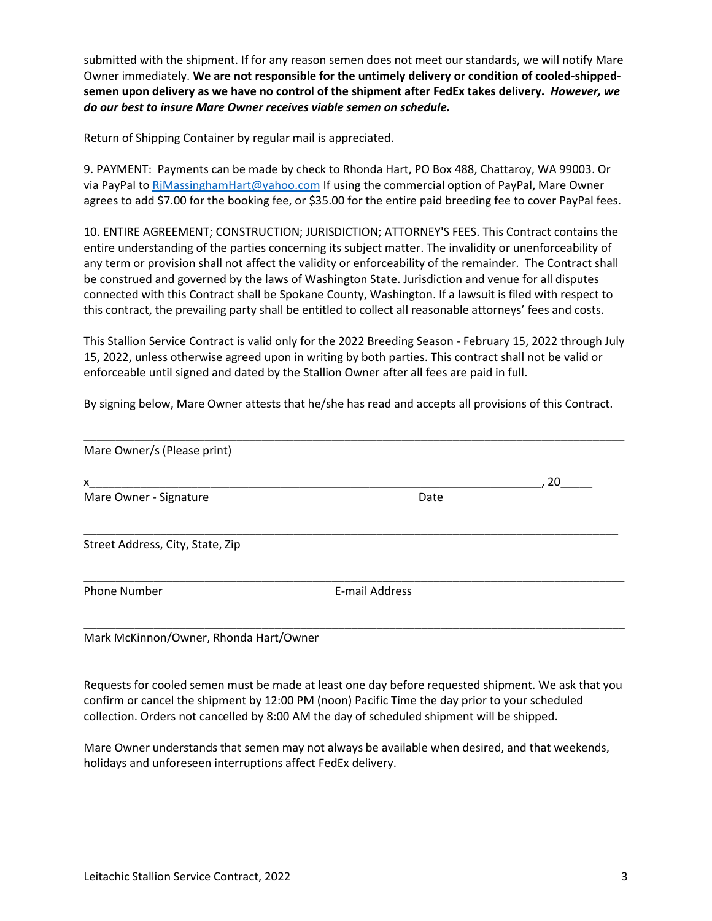submitted with the shipment. If for any reason semen does not meet our standards, we will notify Mare Owner immediately. **We are not responsible for the untimely delivery or condition of cooled-shipped-semen upon delivery as we have no control of the shipment after FedEx takes delivery.** ***However, we do our best to insure Mare Owner receives viable semen on schedule.***

Return of Shipping Container by regular mail is appreciated.

9. PAYMENT: Payments can be made by check to Rhonda Hart, PO Box 488, Chattaroy, WA 99003. Or via PayPal to RjMassinghamHart@yahoo.com If using the commercial option of PayPal, Mare Owner agrees to add $7.00 for the booking fee, or $35.00 for the entire paid breeding fee to cover PayPal fees.

10. ENTIRE AGREEMENT; CONSTRUCTION; JURISDICTION; ATTORNEY'S FEES. This Contract contains the entire understanding of the parties concerning its subject matter. The invalidity or unenforceability of any term or provision shall not affect the validity or enforceability of the remainder. The Contract shall be construed and governed by the laws of Washington State. Jurisdiction and venue for all disputes connected with this Contract shall be Spokane County, Washington. If a lawsuit is filed with respect to this contract, the prevailing party shall be entitled to collect all reasonable attorneys' fees and costs.

This Stallion Service Contract is valid only for the 2022 Breeding Season - February 15, 2022 through July 15, 2022, unless otherwise agreed upon in writing by both parties. This contract shall not be valid or enforceable until signed and dated by the Stallion Owner after all fees are paid in full.

By signing below, Mare Owner attests that he/she has read and accepts all provisions of this Contract.

_______________________________________________________________________________

Mare Owner/s (Please print)

x_____________________________________________________________________, 20_____

Mare Owner - Signature                                                    Date

_______________________________________________________________________________

Street Address, City, State, Zip

_______________________________________________________________________________

Phone Number                                        E-mail Address

_______________________________________________________________________________

Mark McKinnon/Owner, Rhonda Hart/Owner

Requests for cooled semen must be made at least one day before requested shipment. We ask that you confirm or cancel the shipment by 12:00 PM (noon) Pacific Time the day prior to your scheduled collection. Orders not cancelled by 8:00 AM the day of scheduled shipment will be shipped.

Mare Owner understands that semen may not always be available when desired, and that weekends, holidays and unforeseen interruptions affect FedEx delivery.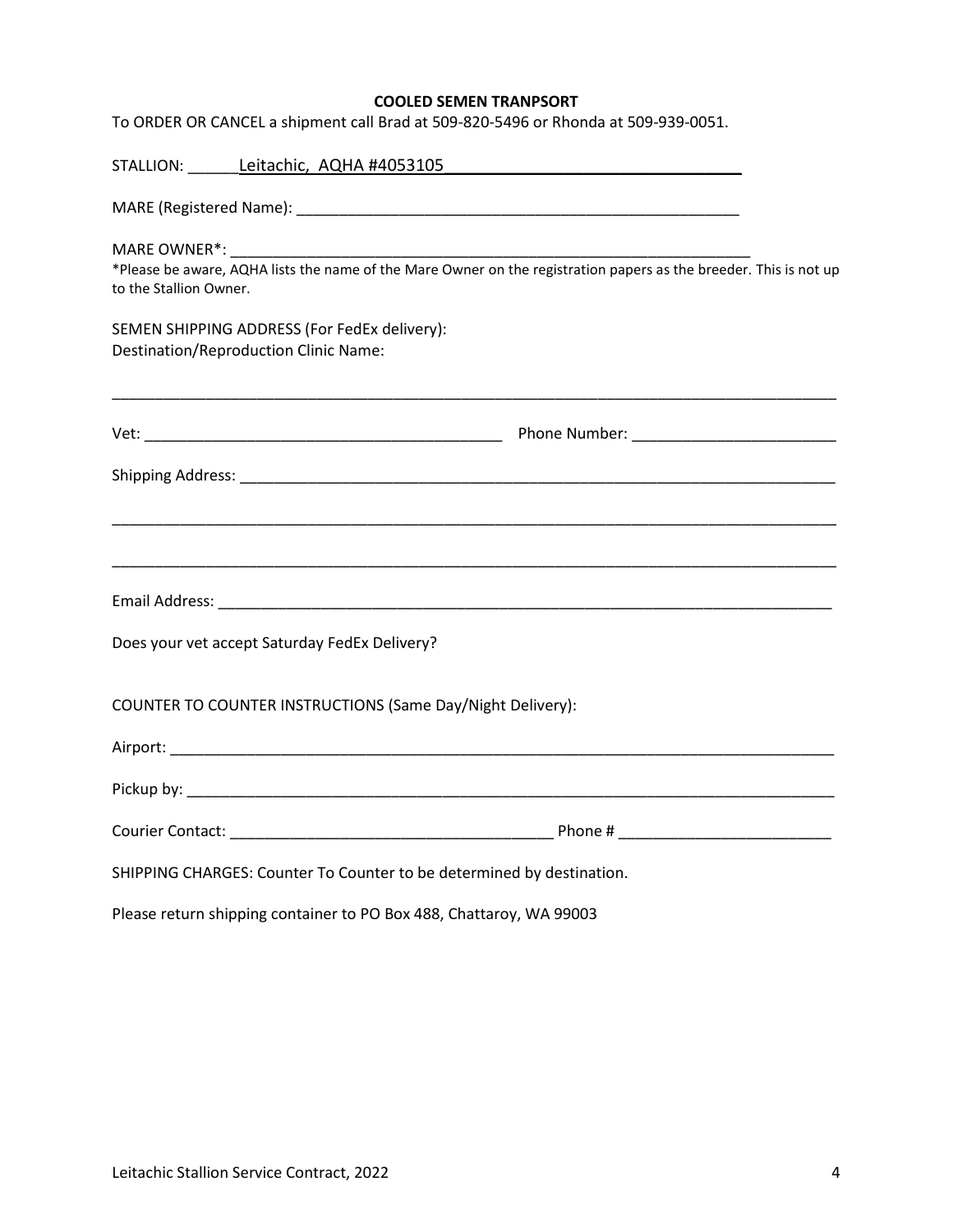**COOLED SEMEN TRANPSORT**

To ORDER OR CANCEL a shipment call Brad at 509-820-5496 or Rhonda at 509-939-0051.

STALLION: ______Leitachic, AQHA #4053105________________________________

MARE (Registered Name): _____________________________________________________

MARE OWNER*: _________________________________________________________________

*Please be aware, AQHA lists the name of the Mare Owner on the registration papers as the breeder. This is not up to the Stallion Owner.

SEMEN SHIPPING ADDRESS (For FedEx delivery):
Destination/Reproduction Clinic Name:

_____________________________________________________________________________________

Vet: __________________________________________ Phone Number: ________________________

Shipping Address: __________________________________________________________________________

_____________________________________________________________________________________

_____________________________________________________________________________________

Email Address: ____________________________________________________________________________

Does your vet accept Saturday FedEx Delivery?

COUNTER TO COUNTER INSTRUCTIONS (Same Day/Night Delivery):

Airport: ________________________________________________________________________________

Pickup by: ______________________________________________________________________________

Courier Contact: _____________________________________ Phone # ________________________

SHIPPING CHARGES: Counter To Counter to be determined by destination.

Please return shipping container to PO Box 488, Chattaroy, WA 99003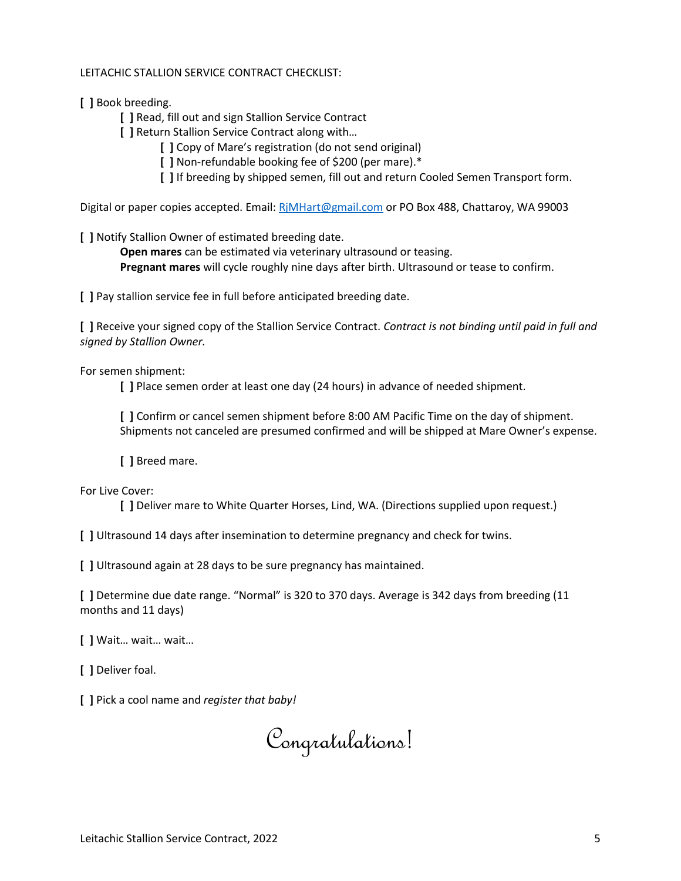LEITACHIC STALLION SERVICE CONTRACT CHECKLIST:

**[ ]** Book breeding.

- **[ ]** Read, fill out and sign Stallion Service Contract
- **[ ]** Return Stallion Service Contract along with…
  - **[ ]** Copy of Mare's registration (do not send original)
  - **[ ]** Non-refundable booking fee of $200 (per mare).*
  - **[ ]** If breeding by shipped semen, fill out and return Cooled Semen Transport form.

Digital or paper copies accepted. Email: [RjMHart@gmail.com](mailto:RjMHart@gmail.com) or PO Box 488, Chattaroy, WA 99003

**[ ]** Notify Stallion Owner of estimated breeding date.

> **Open mares** can be estimated via veterinary ultrasound or teasing.
> **Pregnant mares** will cycle roughly nine days after birth. Ultrasound or tease to confirm.

**[ ]** Pay stallion service fee in full before anticipated breeding date.

**[ ]** Receive your signed copy of the Stallion Service Contract. *Contract is not binding until paid in full and signed by Stallion Owner.*

For semen shipment:

- **[ ]** Place semen order at least one day (24 hours) in advance of needed shipment.
- **[ ]** Confirm or cancel semen shipment before 8:00 AM Pacific Time on the day of shipment. Shipments not canceled are presumed confirmed and will be shipped at Mare Owner's expense.
- **[ ]** Breed mare.

For Live Cover:

- **[ ]** Deliver mare to White Quarter Horses, Lind, WA. (Directions supplied upon request.)

**[ ]** Ultrasound 14 days after insemination to determine pregnancy and check for twins.

**[ ]** Ultrasound again at 28 days to be sure pregnancy has maintained.

**[ ]** Determine due date range. "Normal" is 320 to 370 days. Average is 342 days from breeding (11 months and 11 days)

**[ ]** Wait… wait… wait…

**[ ]** Deliver foal.

**[ ]** Pick a cool name and *register that baby!*

Congratulations!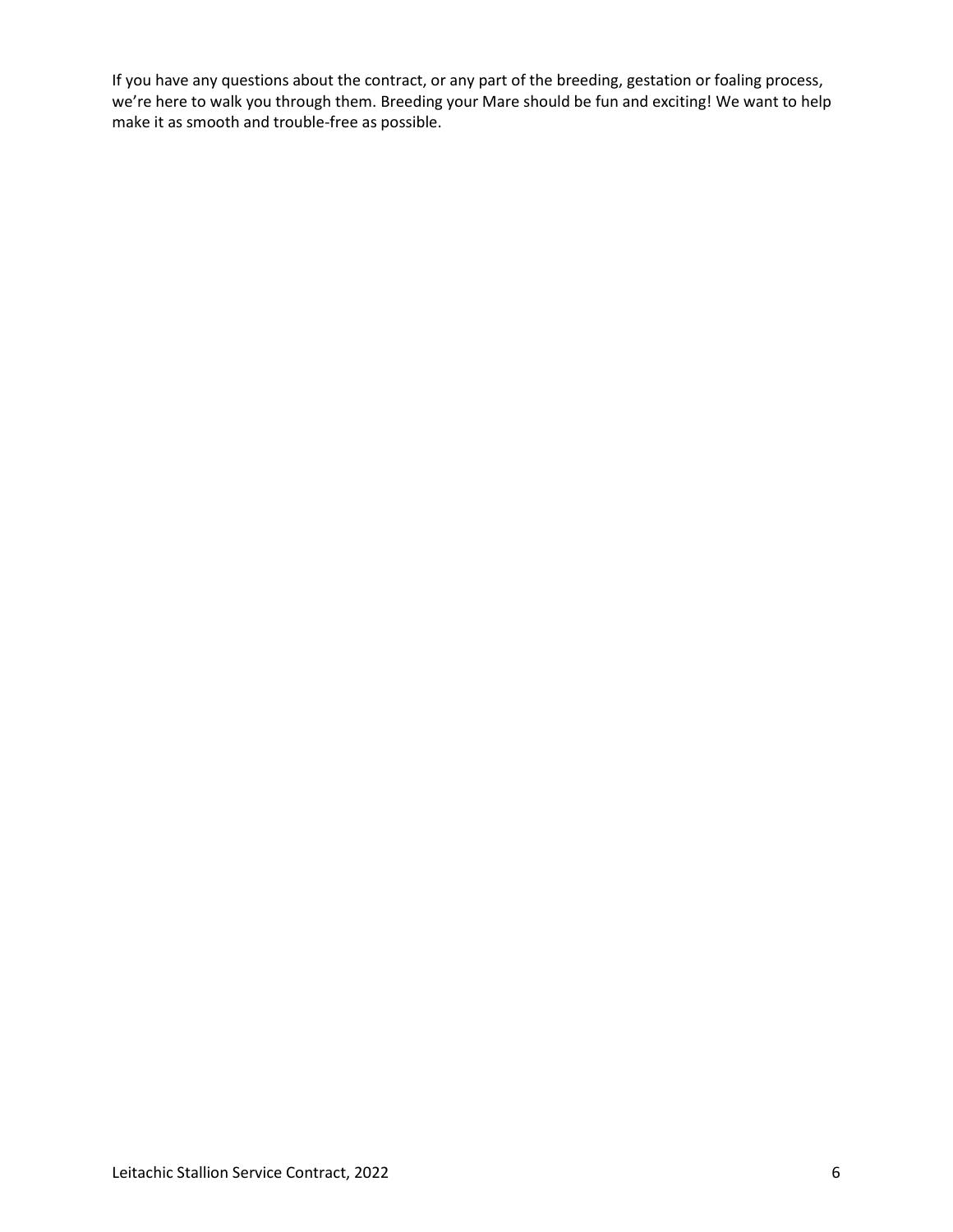If you have any questions about the contract, or any part of the breeding, gestation or foaling process, we're here to walk you through them. Breeding your Mare should be fun and exciting! We want to help make it as smooth and trouble-free as possible.